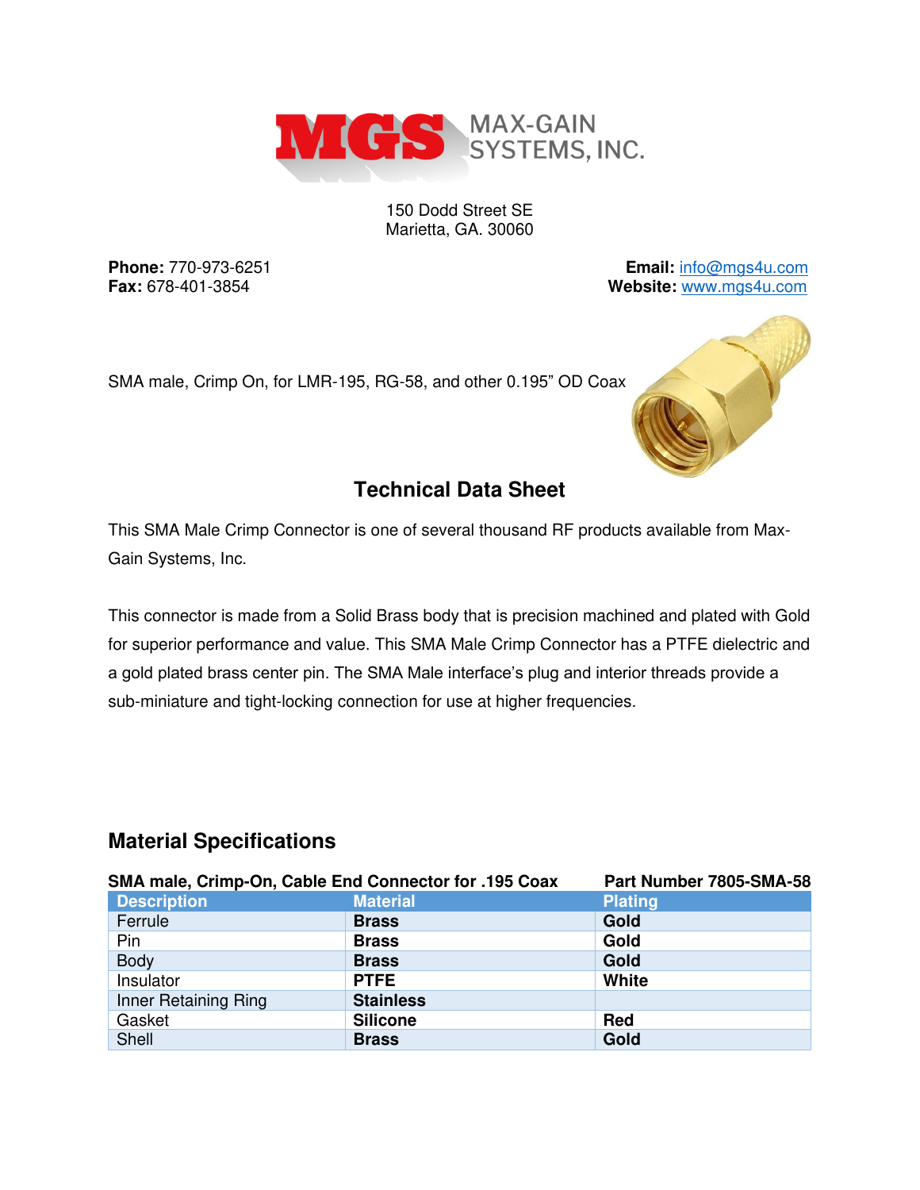MAX-GAIN SYSTEMS, INC.

150 Dodd Street SE
Marietta, GA. 30060

**Phone:** 770-973-6251
**Fax:** 678-401-3854

**Email:** info@mgs4u.com
**Website:** www.mgs4u.com

SMA male, Crimp On, for LMR-195, RG-58, and other 0.195" OD Coax

## Technical Data Sheet

This SMA Male Crimp Connector is one of several thousand RF products available from Max-Gain Systems, Inc.

This connector is made from a Solid Brass body that is precision machined and plated with Gold for superior performance and value. This SMA Male Crimp Connector has a PTFE dielectric and a gold plated brass center pin. The SMA Male interface's plug and interior threads provide a sub-miniature and tight-locking connection for use at higher frequencies.

## Material Specifications

**SMA male, Crimp-On, Cable End Connector for .195 Coax** **Part Number 7805-SMA-58**

| Description | Material | Plating |
|---|---|---|
| Ferrule | **Brass** | **Gold** |
| Pin | **Brass** | **Gold** |
| Body | **Brass** | **Gold** |
| Insulator | **PTFE** | **White** |
| Inner Retaining Ring | **Stainless** | |
| Gasket | **Silicone** | **Red** |
| Shell | **Brass** | **Gold** |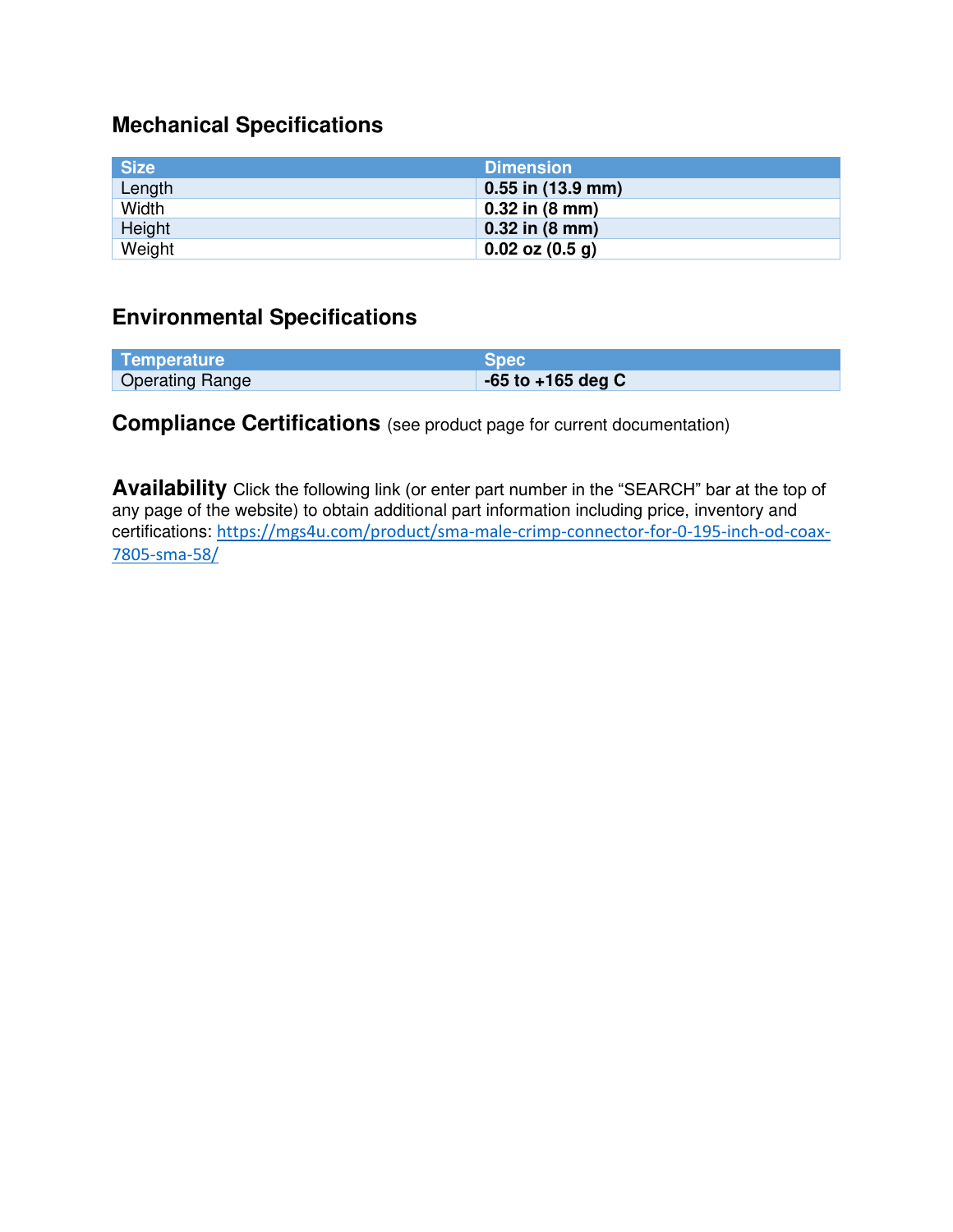## Mechanical Specifications

| Size | Dimension |
|---|---|
| Length | **0.55 in (13.9 mm)** |
| Width | **0.32 in (8 mm)** |
| Height | **0.32 in (8 mm)** |
| Weight | **0.02 oz (0.5 g)** |

## Environmental Specifications

| Temperature | Spec |
|---|---|
| Operating Range | **-65 to +165 deg C** |

**Compliance Certifications** (see product page for current documentation)

**Availability** Click the following link (or enter part number in the "SEARCH" bar at the top of any page of the website) to obtain additional part information including price, inventory and certifications: https://mgs4u.com/product/sma-male-crimp-connector-for-0-195-inch-od-coax-7805-sma-58/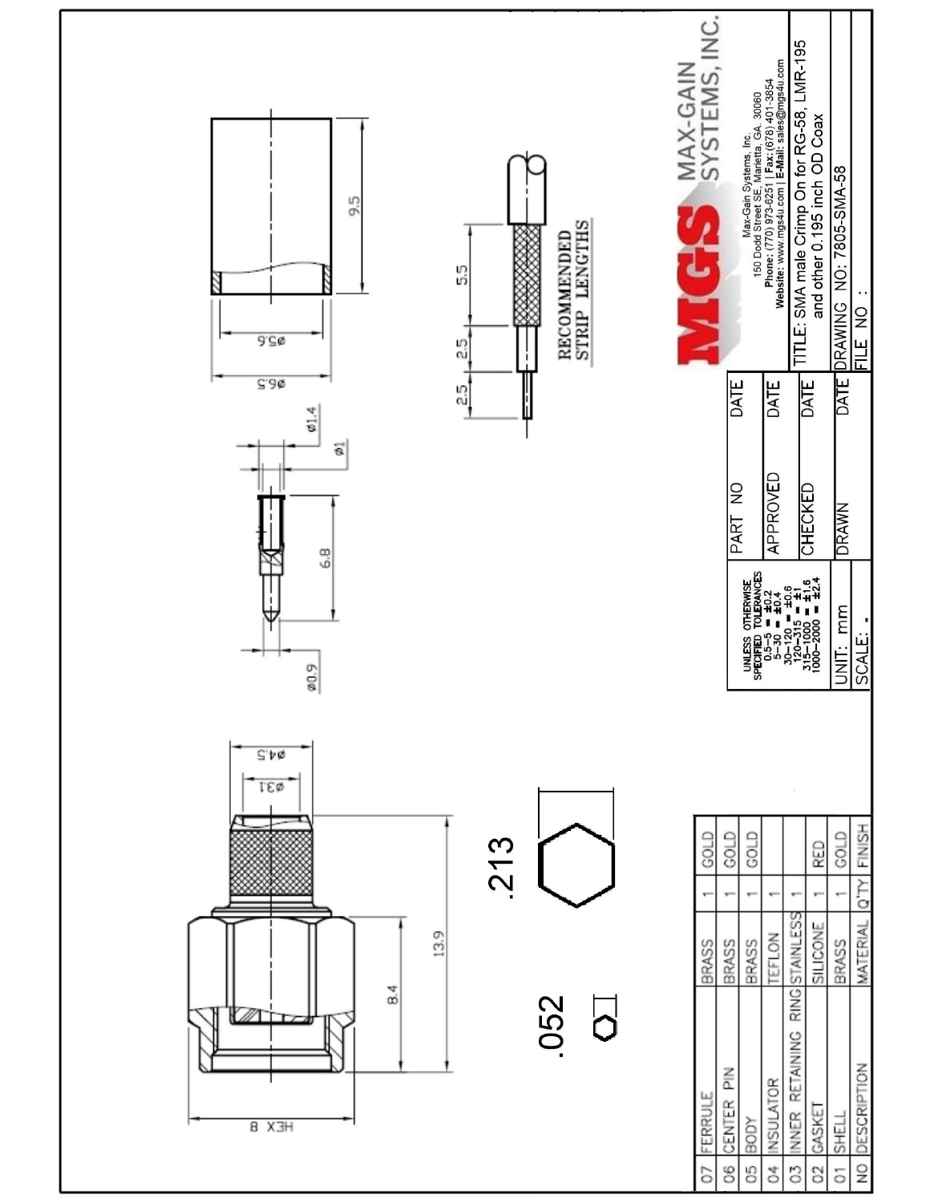# MGS MAX-GAIN SYSTEMS, INC.

Max-Gain Systems, Inc.
150 Dodd Street SE, Marietta, GA 30060
**Phone:** (770) 973-6251 | **Fax:** (678) 401-3854
**Website:** www.mgs4u.com | **E-Mail:** sales@mgs4u.com

TITLE: SMA male Crimp On for RG-58, LMR-195 and other 0.195 inch OD Coax

DRAWING NO: 7805-SMA-58

FILE NO :

| UNLESS OTHERWISE SPECIFIED TOLERANCES | PART NO | DATE |
|---|---|---|
| 0.5~5 = ±0.2 | APPROVED | DATE |
| 5~30 = ±0.4 | CHECKED | DATE |
| 30~120 = ±0.6 | DRAWN | DATE |
| 120~315 = ±1 | | |
| 315~1000 = ±1.6 | | |
| 1000~2000 = ±2.4 | | |
| UNIT: mm | | |
| SCALE: - | | |

| NO | DESCRIPTION | MATERIAL | Q'TY | FINISH |
|---|---|---|---|---|
| 07 | FERRULE | BRASS | 1 | GOLD |
| 06 | CENTER PIN | BRASS | 1 | GOLD |
| 05 | BODY | BRASS | 1 | GOLD |
| 04 | INSULATOR | TEFLON | 1 | |
| 03 | INNER RETAINING RING | STAINLESS | 1 | |
| 02 | GASKET | SILICONE | 1 | RED |
| 01 | SHELL | BRASS | 1 | GOLD |

Dimensions: HEX 8, 8.4, 13.9, ø3.1, ø4.5, .052, .213, ø0.9, 6.8, ø1, ø1.4, ø6.5, ø5.6, 9.5

RECOMMENDED STRIP LENGTHS: 2.5, 2.5, 5.5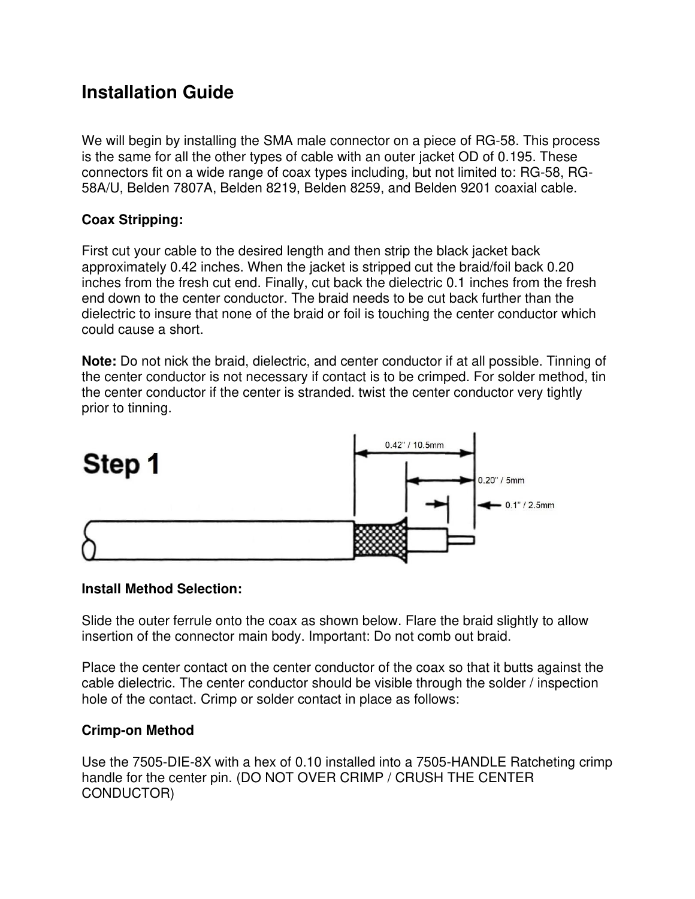## Installation Guide

We will begin by installing the SMA male connector on a piece of RG-58. This process is the same for all the other types of cable with an outer jacket OD of 0.195. These connectors fit on a wide range of coax types including, but not limited to: RG-58, RG-58A/U, Belden 7807A, Belden 8219, Belden 8259, and Belden 9201 coaxial cable.

**Coax Stripping:**

First cut your cable to the desired length and then strip the black jacket back approximately 0.42 inches. When the jacket is stripped cut the braid/foil back 0.20 inches from the fresh cut end. Finally, cut back the dielectric 0.1 inches from the fresh end down to the center conductor. The braid needs to be cut back further than the dielectric to insure that none of the braid or foil is touching the center conductor which could cause a short.

**Note:** Do not nick the braid, dielectric, and center conductor if at all possible. Tinning of the center conductor is not necessary if contact is to be crimped. For solder method, tin the center conductor if the center is stranded. twist the center conductor very tightly prior to tinning.

**Step 1**

0.42" / 10.5mm

0.20" / 5mm

0.1" / 2.5mm

**Install Method Selection:**

Slide the outer ferrule onto the coax as shown below. Flare the braid slightly to allow insertion of the connector main body. Important: Do not comb out braid.

Place the center contact on the center conductor of the coax so that it butts against the cable dielectric. The center conductor should be visible through the solder / inspection hole of the contact. Crimp or solder contact in place as follows:

**Crimp-on Method**

Use the 7505-DIE-8X with a hex of 0.10 installed into a 7505-HANDLE Ratcheting crimp handle for the center pin. (DO NOT OVER CRIMP / CRUSH THE CENTER CONDUCTOR)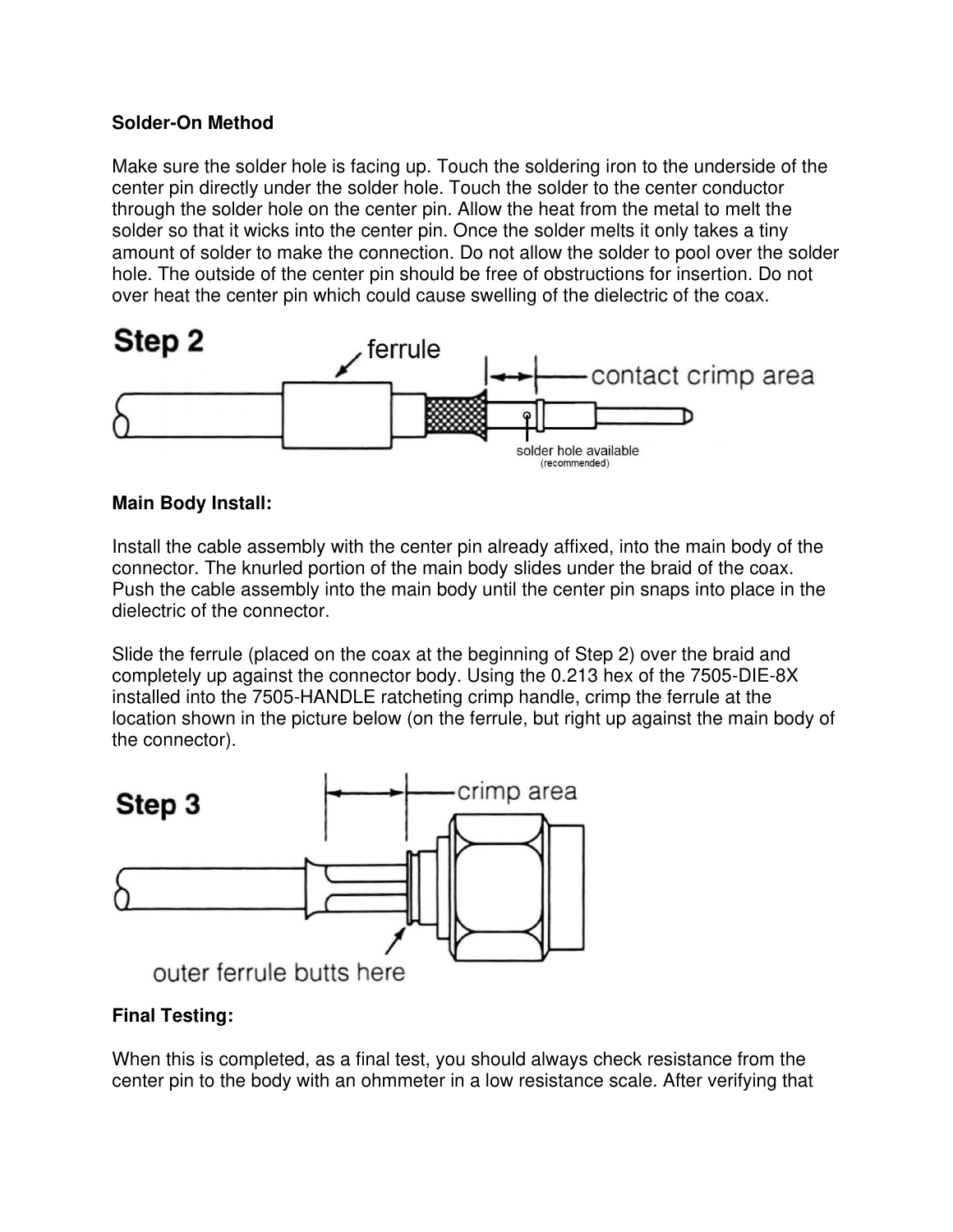**Solder-On Method**

Make sure the solder hole is facing up. Touch the soldering iron to the underside of the center pin directly under the solder hole. Touch the solder to the center conductor through the solder hole on the center pin. Allow the heat from the metal to melt the solder so that it wicks into the center pin. Once the solder melts it only takes a tiny amount of solder to make the connection. Do not allow the solder to pool over the solder hole. The outside of the center pin should be free of obstructions for insertion. Do not over heat the center pin which could cause swelling of the dielectric of the coax.

Step 2

ferrule

contact crimp area

solder hole available (recommended)

**Main Body Install:**

Install the cable assembly with the center pin already affixed, into the main body of the connector. The knurled portion of the main body slides under the braid of the coax. Push the cable assembly into the main body until the center pin snaps into place in the dielectric of the connector.

Slide the ferrule (placed on the coax at the beginning of Step 2) over the braid and completely up against the connector body. Using the 0.213 hex of the 7505-DIE-8X installed into the 7505-HANDLE ratcheting crimp handle, crimp the ferrule at the location shown in the picture below (on the ferrule, but right up against the main body of the connector).

Step 3

crimp area

outer ferrule butts here

**Final Testing:**

When this is completed, as a final test, you should always check resistance from the center pin to the body with an ohmmeter in a low resistance scale. After verifying that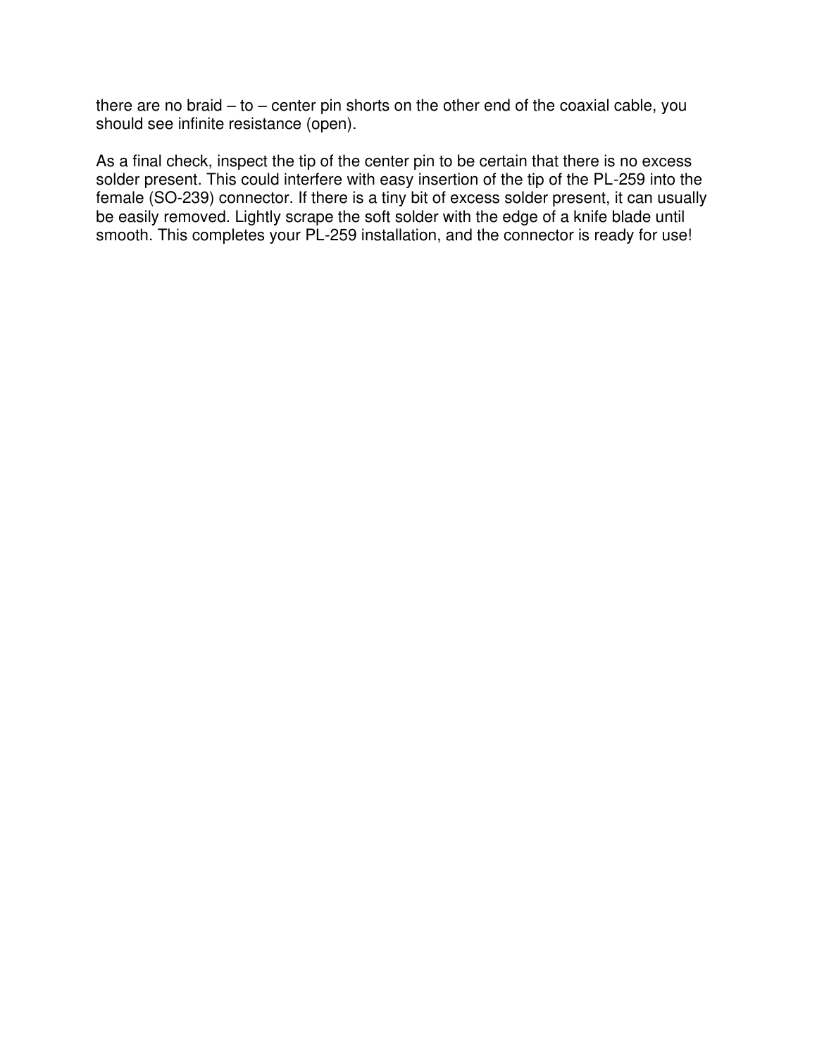there are no braid – to – center pin shorts on the other end of the coaxial cable, you should see infinite resistance (open).

As a final check, inspect the tip of the center pin to be certain that there is no excess solder present. This could interfere with easy insertion of the tip of the PL-259 into the female (SO-239) connector. If there is a tiny bit of excess solder present, it can usually be easily removed. Lightly scrape the soft solder with the edge of a knife blade until smooth. This completes your PL-259 installation, and the connector is ready for use!